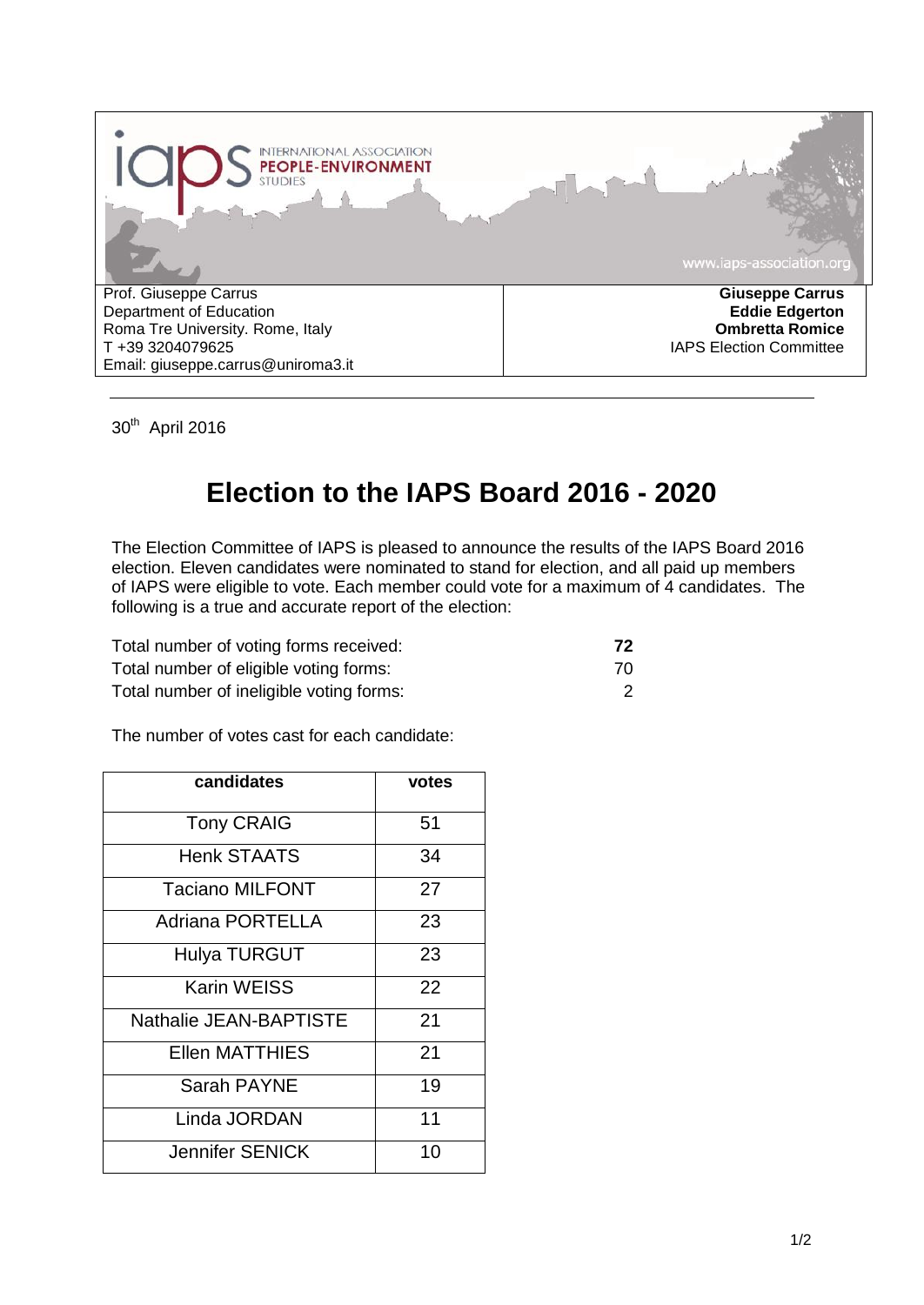INTERNATIONAL ASSOCIATION PEOPLE-ENVIRONMENT STUDIES

www.iaps-association.org

| Prof. Giuseppe Carrus<br>Department of Education<br>Roma Tre University. Rome, Italy<br>T +39 3204079625<br>Email: giuseppe.carrus@uniroma3.it | **Giuseppe Carrus**<br>**Eddie Edgerton**<br>**Ombretta Romice**<br>IAPS Election Committee |
|---|---|

30th April 2016

# Election to the IAPS Board 2016 - 2020

The Election Committee of IAPS is pleased to announce the results of the IAPS Board 2016 election. Eleven candidates were nominated to stand for election, and all paid up members of IAPS were eligible to vote. Each member could vote for a maximum of 4 candidates. The following is a true and accurate report of the election:

| | |
|---|---|
| Total number of voting forms received: | **72** |
| Total number of eligible voting forms: | 70 |
| Total number of ineligible voting forms: | 2 |

The number of votes cast for each candidate:

| candidates | votes |
|---|---|
| Tony CRAIG | 51 |
| Henk STAATS | 34 |
| Taciano MILFONT | 27 |
| Adriana PORTELLA | 23 |
| Hulya TURGUT | 23 |
| Karin WEISS | 22 |
| Nathalie JEAN-BAPTISTE | 21 |
| Ellen MATTHIES | 21 |
| Sarah PAYNE | 19 |
| Linda JORDAN | 11 |
| Jennifer SENICK | 10 |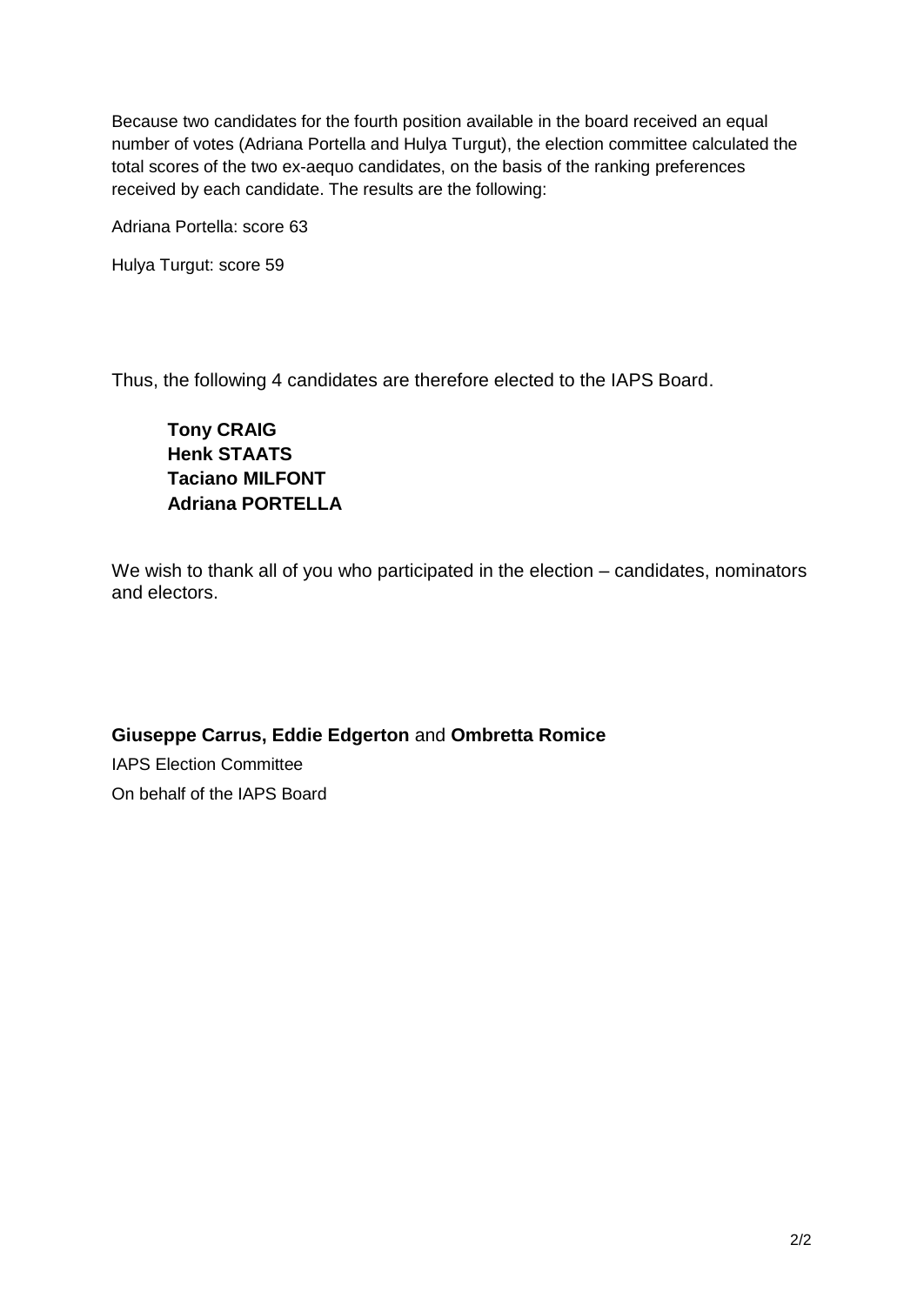Because two candidates for the fourth position available in the board received an equal number of votes (Adriana Portella and Hulya Turgut), the election committee calculated the total scores of the two ex-aequo candidates, on the basis of the ranking preferences received by each candidate. The results are the following:

Adriana Portella: score 63

Hulya Turgut: score 59

Thus, the following 4 candidates are therefore elected to the IAPS Board.

**Tony CRAIG**
**Henk STAATS**
**Taciano MILFONT**
**Adriana PORTELLA**

We wish to thank all of you who participated in the election – candidates, nominators and electors.

**Giuseppe Carrus, Eddie Edgerton** and **Ombretta Romice**

IAPS Election Committee

On behalf of the IAPS Board